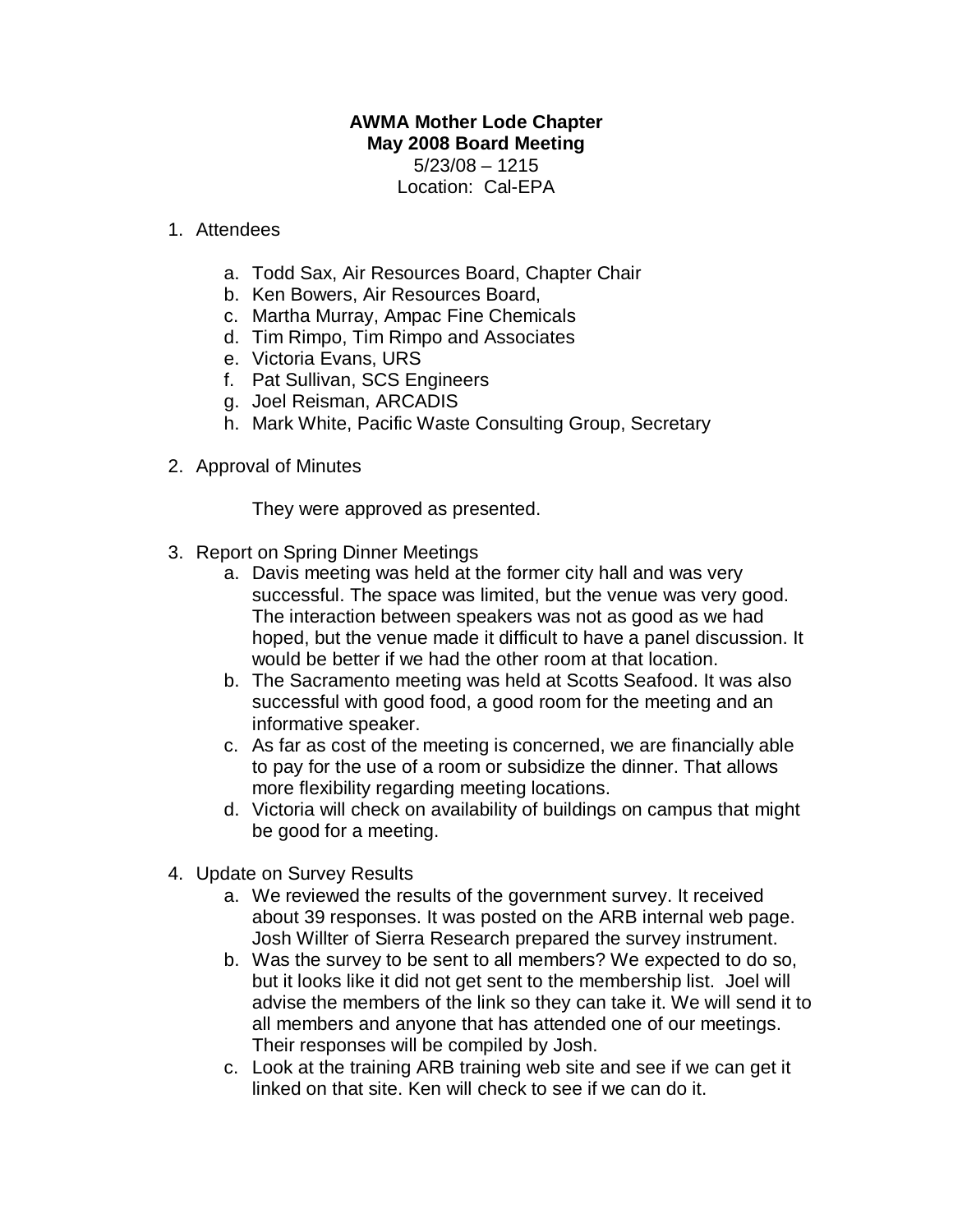**AWMA Mother Lode Chapter**
**May 2008 Board Meeting**
5/23/08 – 1215
Location: Cal-EPA

1. Attendees

    a. Todd Sax, Air Resources Board, Chapter Chair
    b. Ken Bowers, Air Resources Board,
    c. Martha Murray, Ampac Fine Chemicals
    d. Tim Rimpo, Tim Rimpo and Associates
    e. Victoria Evans, URS
    f. Pat Sullivan, SCS Engineers
    g. Joel Reisman, ARCADIS
    h. Mark White, Pacific Waste Consulting Group, Secretary

2. Approval of Minutes

    They were approved as presented.

3. Report on Spring Dinner Meetings
    a. Davis meeting was held at the former city hall and was very successful. The space was limited, but the venue was very good. The interaction between speakers was not as good as we had hoped, but the venue made it difficult to have a panel discussion. It would be better if we had the other room at that location.
    b. The Sacramento meeting was held at Scotts Seafood. It was also successful with good food, a good room for the meeting and an informative speaker.
    c. As far as cost of the meeting is concerned, we are financially able to pay for the use of a room or subsidize the dinner. That allows more flexibility regarding meeting locations.
    d. Victoria will check on availability of buildings on campus that might be good for a meeting.

4. Update on Survey Results
    a. We reviewed the results of the government survey. It received about 39 responses. It was posted on the ARB internal web page. Josh Willter of Sierra Research prepared the survey instrument.
    b. Was the survey to be sent to all members? We expected to do so, but it looks like it did not get sent to the membership list. Joel will advise the members of the link so they can take it. We will send it to all members and anyone that has attended one of our meetings. Their responses will be compiled by Josh.
    c. Look at the training ARB training web site and see if we can get it linked on that site. Ken will check to see if we can do it.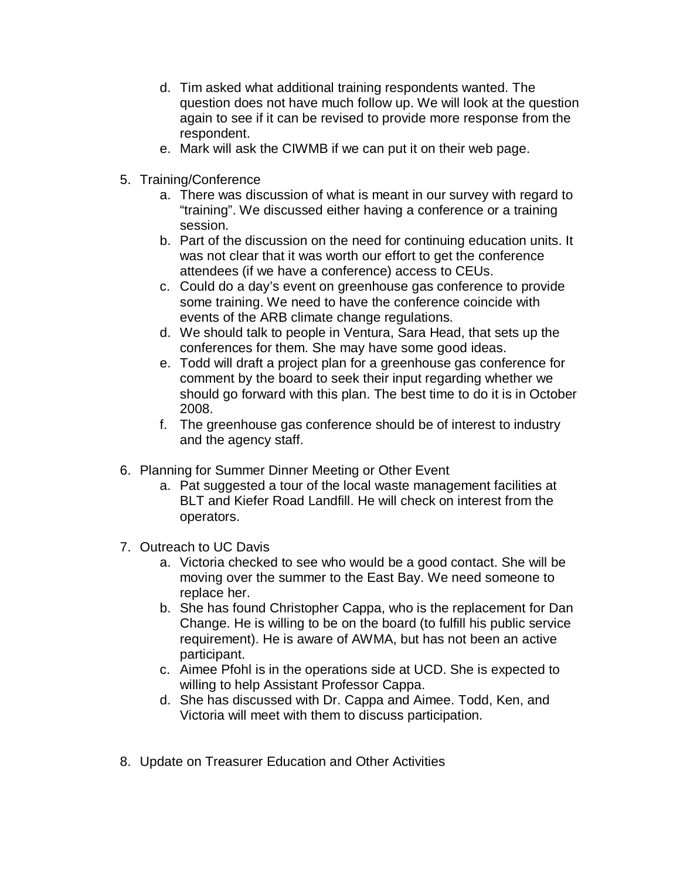d. Tim asked what additional training respondents wanted. The question does not have much follow up. We will look at the question again to see if it can be revised to provide more response from the respondent.
e. Mark will ask the CIWMB if we can put it on their web page.

5. Training/Conference
   a. There was discussion of what is meant in our survey with regard to "training". We discussed either having a conference or a training session.
   b. Part of the discussion on the need for continuing education units. It was not clear that it was worth our effort to get the conference attendees (if we have a conference) access to CEUs.
   c. Could do a day's event on greenhouse gas conference to provide some training. We need to have the conference coincide with events of the ARB climate change regulations.
   d. We should talk to people in Ventura, Sara Head, that sets up the conferences for them. She may have some good ideas.
   e. Todd will draft a project plan for a greenhouse gas conference for comment by the board to seek their input regarding whether we should go forward with this plan. The best time to do it is in October 2008.
   f. The greenhouse gas conference should be of interest to industry and the agency staff.

6. Planning for Summer Dinner Meeting or Other Event
   a. Pat suggested a tour of the local waste management facilities at BLT and Kiefer Road Landfill. He will check on interest from the operators.

7. Outreach to UC Davis
   a. Victoria checked to see who would be a good contact. She will be moving over the summer to the East Bay. We need someone to replace her.
   b. She has found Christopher Cappa, who is the replacement for Dan Change. He is willing to be on the board (to fulfill his public service requirement). He is aware of AWMA, but has not been an active participant.
   c. Aimee Pfohl is in the operations side at UCD. She is expected to willing to help Assistant Professor Cappa.
   d. She has discussed with Dr. Cappa and Aimee. Todd, Ken, and Victoria will meet with them to discuss participation.

8. Update on Treasurer Education and Other Activities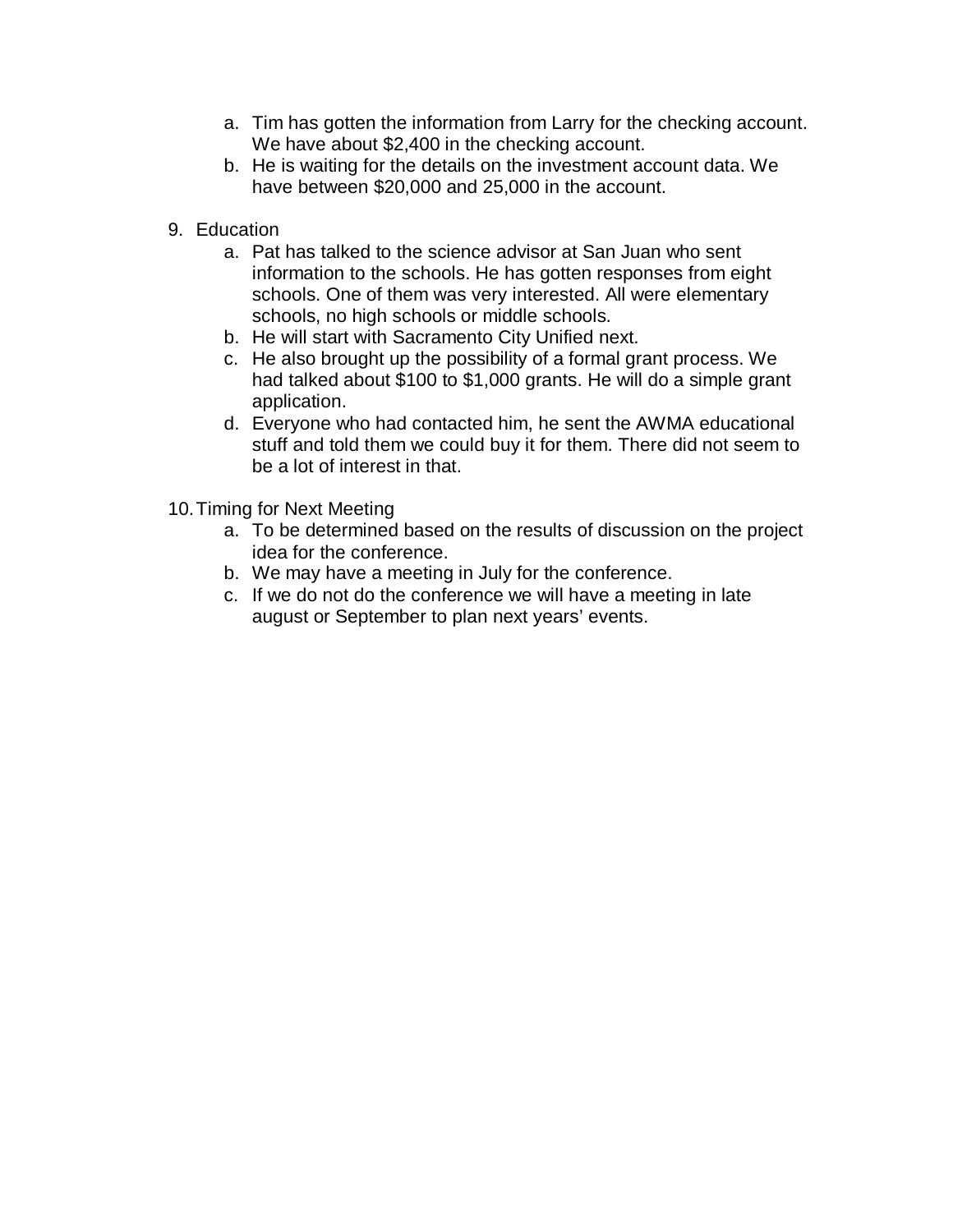a. Tim has gotten the information from Larry for the checking account. We have about $2,400 in the checking account.
   b. He is waiting for the details on the investment account data. We have between $20,000 and 25,000 in the account.

9. Education
   a. Pat has talked to the science advisor at San Juan who sent information to the schools. He has gotten responses from eight schools. One of them was very interested. All were elementary schools, no high schools or middle schools.
   b. He will start with Sacramento City Unified next.
   c. He also brought up the possibility of a formal grant process. We had talked about $100 to $1,000 grants. He will do a simple grant application.
   d. Everyone who had contacted him, he sent the AWMA educational stuff and told them we could buy it for them. There did not seem to be a lot of interest in that.

10. Timing for Next Meeting
    a. To be determined based on the results of discussion on the project idea for the conference.
    b. We may have a meeting in July for the conference.
    c. If we do not do the conference we will have a meeting in late august or September to plan next years' events.